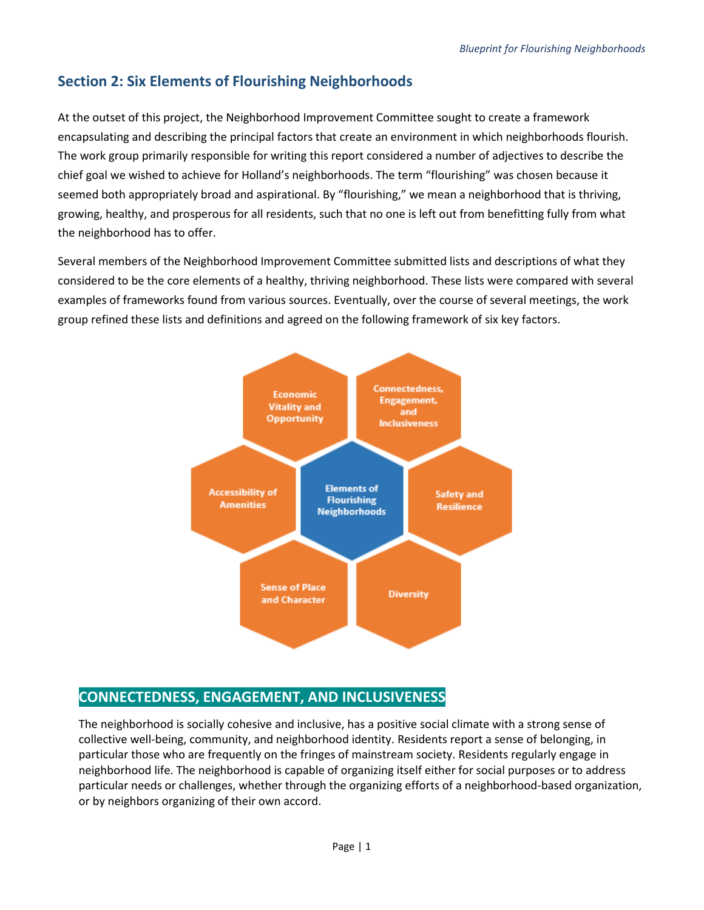## Section 2: Six Elements of Flourishing Neighborhoods

At the outset of this project, the Neighborhood Improvement Committee sought to create a framework encapsulating and describing the principal factors that create an environment in which neighborhoods flourish. The work group primarily responsible for writing this report considered a number of adjectives to describe the chief goal we wished to achieve for Holland's neighborhoods. The term "flourishing" was chosen because it seemed both appropriately broad and aspirational. By "flourishing," we mean a neighborhood that is thriving, growing, healthy, and prosperous for all residents, such that no one is left out from benefitting fully from what the neighborhood has to offer.

Several members of the Neighborhood Improvement Committee submitted lists and descriptions of what they considered to be the core elements of a healthy, thriving neighborhood. These lists were compared with several examples of frameworks found from various sources. Eventually, over the course of several meetings, the work group refined these lists and definitions and agreed on the following framework of six key factors.

Elements of Flourishing Neighborhoods:

- Economic Vitality and Opportunity
- Connectedness, Engagement, and Inclusiveness
- Safety and Resilience
- Diversity
- Sense of Place and Character
- Accessibility of Amenities

### CONNECTEDNESS, ENGAGEMENT, AND INCLUSIVENESS

The neighborhood is socially cohesive and inclusive, has a positive social climate with a strong sense of collective well-being, community, and neighborhood identity. Residents report a sense of belonging, in particular those who are frequently on the fringes of mainstream society. Residents regularly engage in neighborhood life. The neighborhood is capable of organizing itself either for social purposes or to address particular needs or challenges, whether through the organizing efforts of a neighborhood-based organization, or by neighbors organizing of their own accord.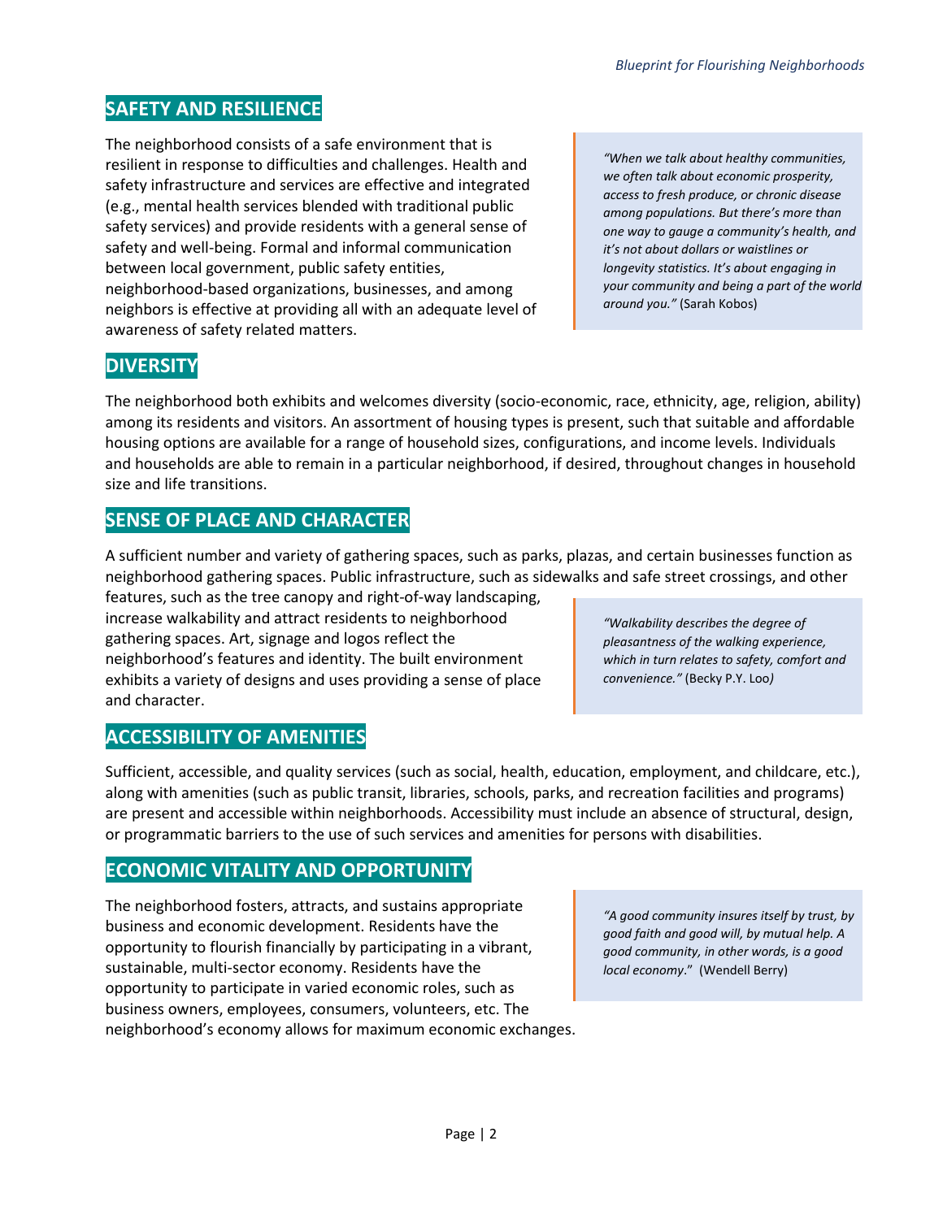## SAFETY AND RESILIENCE

The neighborhood consists of a safe environment that is resilient in response to difficulties and challenges. Health and safety infrastructure and services are effective and integrated (e.g., mental health services blended with traditional public safety services) and provide residents with a general sense of safety and well-being. Formal and informal communication between local government, public safety entities, neighborhood-based organizations, businesses, and among neighbors is effective at providing all with an adequate level of awareness of safety related matters.

> *"When we talk about healthy communities, we often talk about economic prosperity, access to fresh produce, or chronic disease among populations. But there's more than one way to gauge a community's health, and it's not about dollars or waistlines or longevity statistics. It's about engaging in your community and being a part of the world around you."* (Sarah Kobos)

## DIVERSITY

The neighborhood both exhibits and welcomes diversity (socio-economic, race, ethnicity, age, religion, ability) among its residents and visitors. An assortment of housing types is present, such that suitable and affordable housing options are available for a range of household sizes, configurations, and income levels. Individuals and households are able to remain in a particular neighborhood, if desired, throughout changes in household size and life transitions.

## SENSE OF PLACE AND CHARACTER

A sufficient number and variety of gathering spaces, such as parks, plazas, and certain businesses function as neighborhood gathering spaces. Public infrastructure, such as sidewalks and safe street crossings, and other features, such as the tree canopy and right-of-way landscaping, increase walkability and attract residents to neighborhood gathering spaces. Art, signage and logos reflect the neighborhood's features and identity. The built environment exhibits a variety of designs and uses providing a sense of place and character.

> *"Walkability describes the degree of pleasantness of the walking experience, which in turn relates to safety, comfort and convenience."* (Becky P.Y. Loo)

## ACCESSIBILITY OF AMENITIES

Sufficient, accessible, and quality services (such as social, health, education, employment, and childcare, etc.), along with amenities (such as public transit, libraries, schools, parks, and recreation facilities and programs) are present and accessible within neighborhoods. Accessibility must include an absence of structural, design, or programmatic barriers to the use of such services and amenities for persons with disabilities.

## ECONOMIC VITALITY AND OPPORTUNITY

The neighborhood fosters, attracts, and sustains appropriate business and economic development. Residents have the opportunity to flourish financially by participating in a vibrant, sustainable, multi-sector economy. Residents have the opportunity to participate in varied economic roles, such as business owners, employees, consumers, volunteers, etc. The neighborhood's economy allows for maximum economic exchanges.

> *"A good community insures itself by trust, by good faith and good will, by mutual help. A good community, in other words, is a good local economy."* (Wendell Berry)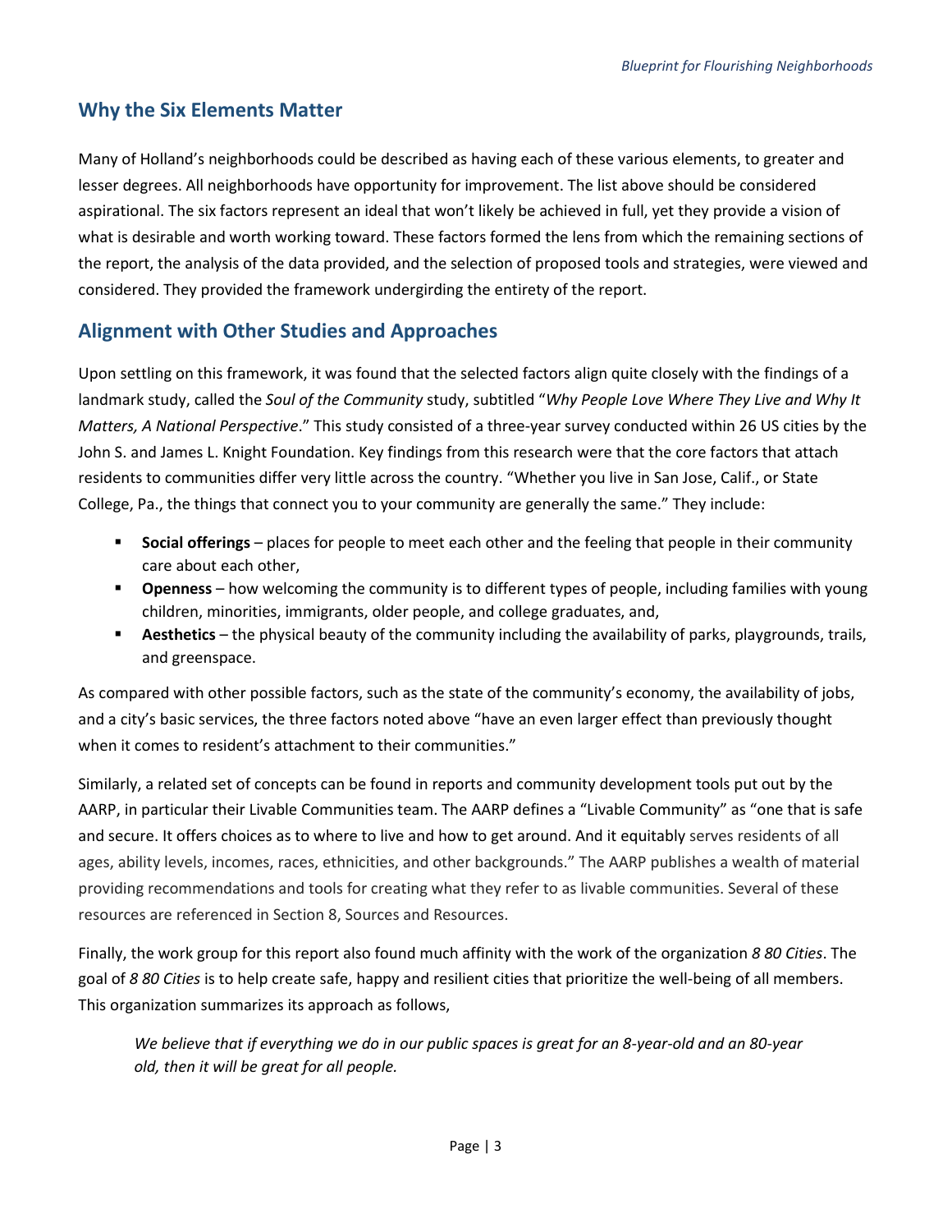## Why the Six Elements Matter

Many of Holland's neighborhoods could be described as having each of these various elements, to greater and lesser degrees. All neighborhoods have opportunity for improvement. The list above should be considered aspirational. The six factors represent an ideal that won't likely be achieved in full, yet they provide a vision of what is desirable and worth working toward. These factors formed the lens from which the remaining sections of the report, the analysis of the data provided, and the selection of proposed tools and strategies, were viewed and considered. They provided the framework undergirding the entirety of the report.

## Alignment with Other Studies and Approaches

Upon settling on this framework, it was found that the selected factors align quite closely with the findings of a landmark study, called the *Soul of the Community* study, subtitled "*Why People Love Where They Live and Why It Matters, A National Perspective*." This study consisted of a three-year survey conducted within 26 US cities by the John S. and James L. Knight Foundation. Key findings from this research were that the core factors that attach residents to communities differ very little across the country. "Whether you live in San Jose, Calif., or State College, Pa., the things that connect you to your community are generally the same." They include:

- **Social offerings** – places for people to meet each other and the feeling that people in their community care about each other,
- **Openness** – how welcoming the community is to different types of people, including families with young children, minorities, immigrants, older people, and college graduates, and,
- **Aesthetics** – the physical beauty of the community including the availability of parks, playgrounds, trails, and greenspace.

As compared with other possible factors, such as the state of the community's economy, the availability of jobs, and a city's basic services, the three factors noted above "have an even larger effect than previously thought when it comes to resident's attachment to their communities."

Similarly, a related set of concepts can be found in reports and community development tools put out by the AARP, in particular their Livable Communities team. The AARP defines a "Livable Community" as "one that is safe and secure. It offers choices as to where to live and how to get around. And it equitably serves residents of all ages, ability levels, incomes, races, ethnicities, and other backgrounds." The AARP publishes a wealth of material providing recommendations and tools for creating what they refer to as livable communities. Several of these resources are referenced in Section 8, Sources and Resources.

Finally, the work group for this report also found much affinity with the work of the organization *8 80 Cities*. The goal of *8 80 Cities* is to help create safe, happy and resilient cities that prioritize the well-being of all members. This organization summarizes its approach as follows,

> *We believe that if everything we do in our public spaces is great for an 8-year-old and an 80-year old, then it will be great for all people.*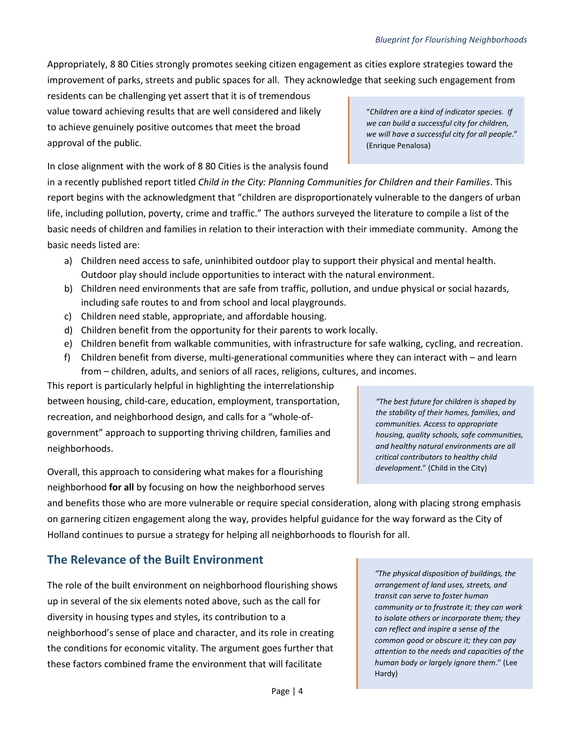Appropriately, 8 80 Cities strongly promotes seeking citizen engagement as cities explore strategies toward the improvement of parks, streets and public spaces for all. They acknowledge that seeking such engagement from residents can be challenging yet assert that it is of tremendous value toward achieving results that are well considered and likely to achieve genuinely positive outcomes that meet the broad approval of the public.

> "*Children are a kind of indicator species. If we can build a successful city for children, we will have a successful city for all people*." (Enrique Penalosa)

In close alignment with the work of 8 80 Cities is the analysis found in a recently published report titled *Child in the City: Planning Communities for Children and their Families*. This report begins with the acknowledgment that "children are disproportionately vulnerable to the dangers of urban life, including pollution, poverty, crime and traffic." The authors surveyed the literature to compile a list of the basic needs of children and families in relation to their interaction with their immediate community. Among the basic needs listed are:

a) Children need access to safe, uninhibited outdoor play to support their physical and mental health. Outdoor play should include opportunities to interact with the natural environment.
b) Children need environments that are safe from traffic, pollution, and undue physical or social hazards, including safe routes to and from school and local playgrounds.
c) Children need stable, appropriate, and affordable housing.
d) Children benefit from the opportunity for their parents to work locally.
e) Children benefit from walkable communities, with infrastructure for safe walking, cycling, and recreation.
f) Children benefit from diverse, multi-generational communities where they can interact with – and learn from – children, adults, and seniors of all races, religions, cultures, and incomes.

This report is particularly helpful in highlighting the interrelationship between housing, child-care, education, employment, transportation, recreation, and neighborhood design, and calls for a "whole-of-government" approach to supporting thriving children, families and neighborhoods.

> *"The best future for children is shaped by the stability of their homes, families, and communities. Access to appropriate housing, quality schools, safe communities, and healthy natural environments are all critical contributors to healthy child development*." (Child in the City)

Overall, this approach to considering what makes for a flourishing neighborhood **for all** by focusing on how the neighborhood serves and benefits those who are more vulnerable or require special consideration, along with placing strong emphasis on garnering citizen engagement along the way, provides helpful guidance for the way forward as the City of Holland continues to pursue a strategy for helping all neighborhoods to flourish for all.

## The Relevance of the Built Environment

> *"The physical disposition of buildings, the arrangement of land uses, streets, and transit can serve to foster human community or to frustrate it; they can work to isolate others or incorporate them; they can reflect and inspire a sense of the common good or obscure it; they can pay attention to the needs and capacities of the human body or largely ignore them*." (Lee Hardy)

The role of the built environment on neighborhood flourishing shows up in several of the six elements noted above, such as the call for diversity in housing types and styles, its contribution to a neighborhood's sense of place and character, and its role in creating the conditions for economic vitality. The argument goes further that these factors combined frame the environment that will facilitate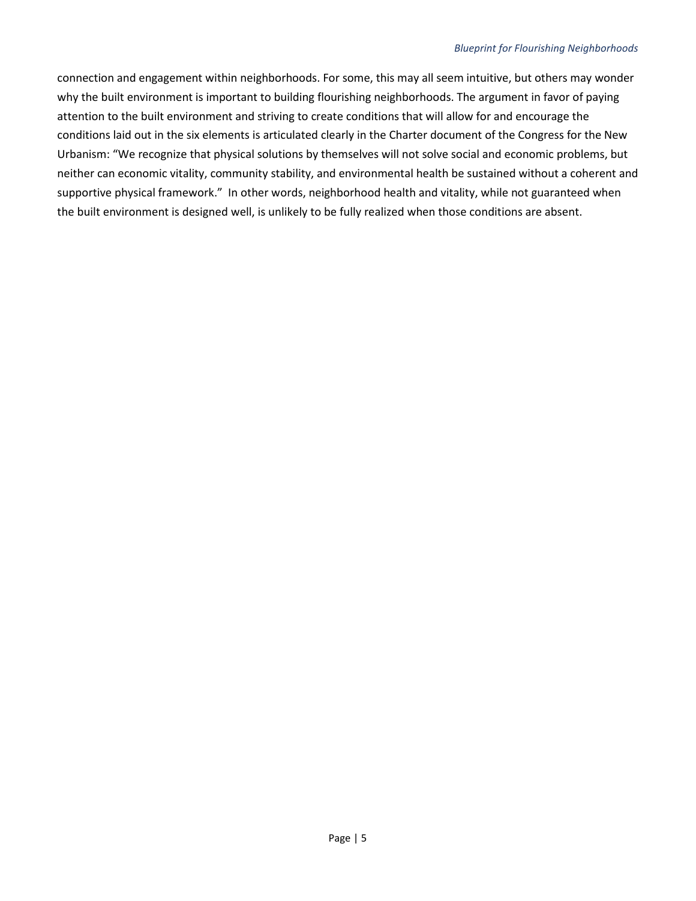connection and engagement within neighborhoods. For some, this may all seem intuitive, but others may wonder why the built environment is important to building flourishing neighborhoods. The argument in favor of paying attention to the built environment and striving to create conditions that will allow for and encourage the conditions laid out in the six elements is articulated clearly in the Charter document of the Congress for the New Urbanism: "We recognize that physical solutions by themselves will not solve social and economic problems, but neither can economic vitality, community stability, and environmental health be sustained without a coherent and supportive physical framework." In other words, neighborhood health and vitality, while not guaranteed when the built environment is designed well, is unlikely to be fully realized when those conditions are absent.